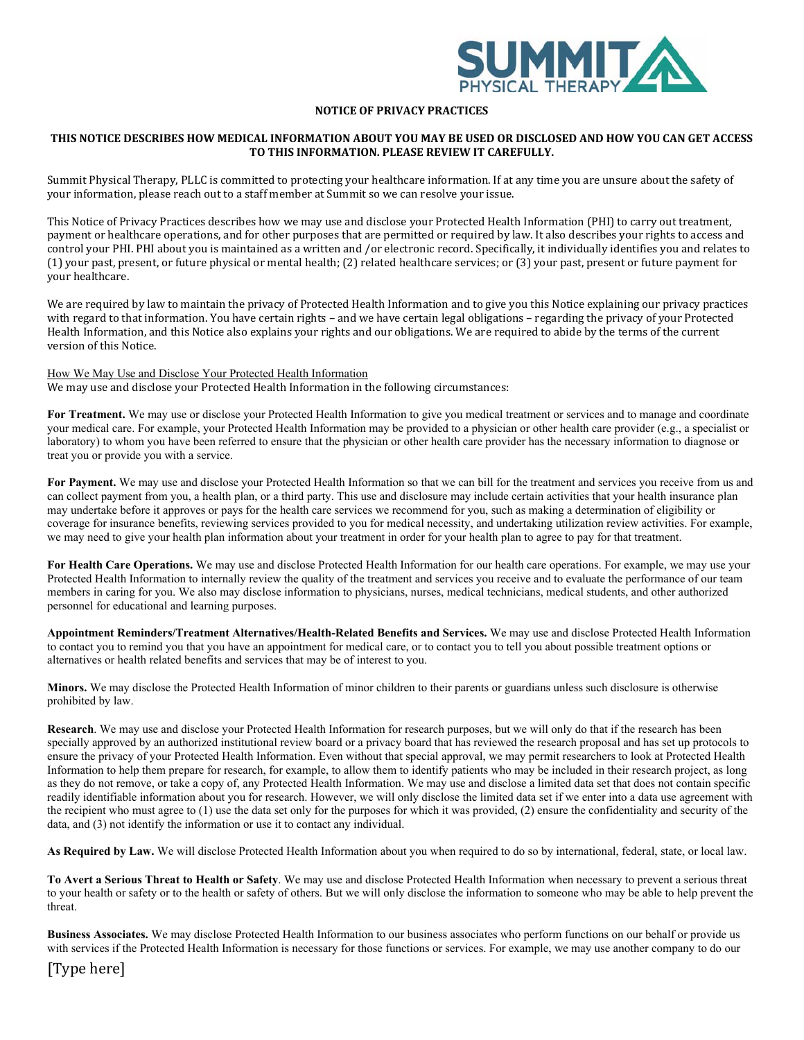# NOTICE OF PRIVACY PRACTICES

## THIS NOTICE DESCRIBES HOW MEDICAL INFORMATION ABOUT YOU MAY BE USED OR DISCLOSED AND HOW YOU CAN GET ACCESS TO THIS INFORMATION. PLEASE REVIEW IT CAREFULLY.

Summit Physical Therapy, PLLC is committed to protecting your healthcare information. If at any time you are unsure about the safety of your information, please reach out to a staff member at Summit so we can resolve your issue.

This Notice of Privacy Practices describes how we may use and disclose your Protected Health Information (PHI) to carry out treatment, payment or healthcare operations, and for other purposes that are permitted or required by law. It also describes your rights to access and control your PHI. PHI about you is maintained as a written and /or electronic record. Specifically, it individually identifies you and relates to (1) your past, present, or future physical or mental health; (2) related healthcare services; or (3) your past, present or future payment for your healthcare.

We are required by law to maintain the privacy of Protected Health Information and to give you this Notice explaining our privacy practices with regard to that information. You have certain rights – and we have certain legal obligations – regarding the privacy of your Protected Health Information, and this Notice also explains your rights and our obligations. We are required to abide by the terms of the current version of this Notice.

How We May Use and Disclose Your Protected Health Information

We may use and disclose your Protected Health Information in the following circumstances:

**For Treatment.** We may use or disclose your Protected Health Information to give you medical treatment or services and to manage and coordinate your medical care. For example, your Protected Health Information may be provided to a physician or other health care provider (e.g., a specialist or laboratory) to whom you have been referred to ensure that the physician or other health care provider has the necessary information to diagnose or treat you or provide you with a service.

**For Payment.** We may use and disclose your Protected Health Information so that we can bill for the treatment and services you receive from us and can collect payment from you, a health plan, or a third party. This use and disclosure may include certain activities that your health insurance plan may undertake before it approves or pays for the health care services we recommend for you, such as making a determination of eligibility or coverage for insurance benefits, reviewing services provided to you for medical necessity, and undertaking utilization review activities. For example, we may need to give your health plan information about your treatment in order for your health plan to agree to pay for that treatment.

**For Health Care Operations.** We may use and disclose Protected Health Information for our health care operations. For example, we may use your Protected Health Information to internally review the quality of the treatment and services you receive and to evaluate the performance of our team members in caring for you. We also may disclose information to physicians, nurses, medical technicians, medical students, and other authorized personnel for educational and learning purposes.

**Appointment Reminders/Treatment Alternatives/Health-Related Benefits and Services.** We may use and disclose Protected Health Information to contact you to remind you that you have an appointment for medical care, or to contact you to tell you about possible treatment options or alternatives or health related benefits and services that may be of interest to you.

**Minors.** We may disclose the Protected Health Information of minor children to their parents or guardians unless such disclosure is otherwise prohibited by law.

**Research**. We may use and disclose your Protected Health Information for research purposes, but we will only do that if the research has been specially approved by an authorized institutional review board or a privacy board that has reviewed the research proposal and has set up protocols to ensure the privacy of your Protected Health Information. Even without that special approval, we may permit researchers to look at Protected Health Information to help them prepare for research, for example, to allow them to identify patients who may be included in their research project, as long as they do not remove, or take a copy of, any Protected Health Information. We may use and disclose a limited data set that does not contain specific readily identifiable information about you for research. However, we will only disclose the limited data set if we enter into a data use agreement with the recipient who must agree to (1) use the data set only for the purposes for which it was provided, (2) ensure the confidentiality and security of the data, and (3) not identify the information or use it to contact any individual.

**As Required by Law.** We will disclose Protected Health Information about you when required to do so by international, federal, state, or local law.

**To Avert a Serious Threat to Health or Safety**. We may use and disclose Protected Health Information when necessary to prevent a serious threat to your health or safety or to the health or safety of others. But we will only disclose the information to someone who may be able to help prevent the threat.

**Business Associates.** We may disclose Protected Health Information to our business associates who perform functions on our behalf or provide us with services if the Protected Health Information is necessary for those functions or services. For example, we may use another company to do our

[Type here]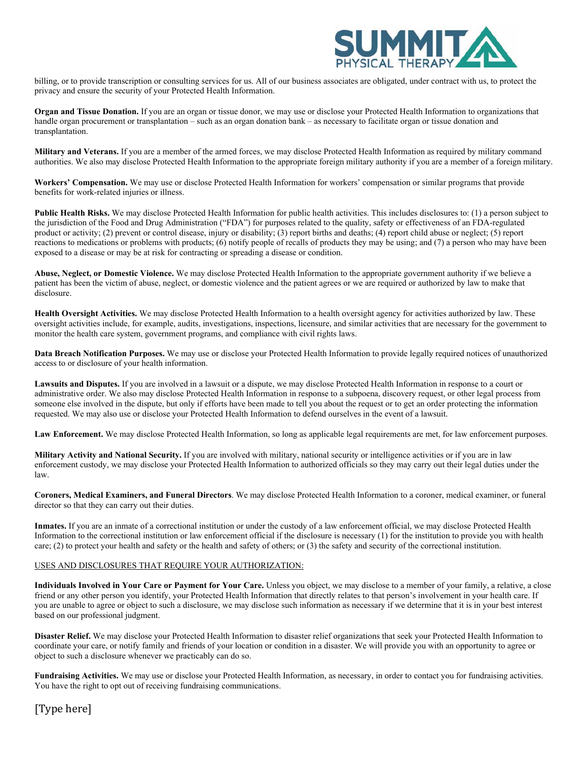billing, or to provide transcription or consulting services for us. All of our business associates are obligated, under contract with us, to protect the privacy and ensure the security of your Protected Health Information.

**Organ and Tissue Donation.** If you are an organ or tissue donor, we may use or disclose your Protected Health Information to organizations that handle organ procurement or transplantation – such as an organ donation bank – as necessary to facilitate organ or tissue donation and transplantation.

**Military and Veterans.** If you are a member of the armed forces, we may disclose Protected Health Information as required by military command authorities. We also may disclose Protected Health Information to the appropriate foreign military authority if you are a member of a foreign military.

**Workers' Compensation.** We may use or disclose Protected Health Information for workers' compensation or similar programs that provide benefits for work-related injuries or illness.

**Public Health Risks.** We may disclose Protected Health Information for public health activities. This includes disclosures to: (1) a person subject to the jurisdiction of the Food and Drug Administration ("FDA") for purposes related to the quality, safety or effectiveness of an FDA-regulated product or activity; (2) prevent or control disease, injury or disability; (3) report births and deaths; (4) report child abuse or neglect; (5) report reactions to medications or problems with products; (6) notify people of recalls of products they may be using; and (7) a person who may have been exposed to a disease or may be at risk for contracting or spreading a disease or condition.

**Abuse, Neglect, or Domestic Violence.** We may disclose Protected Health Information to the appropriate government authority if we believe a patient has been the victim of abuse, neglect, or domestic violence and the patient agrees or we are required or authorized by law to make that disclosure.

**Health Oversight Activities.** We may disclose Protected Health Information to a health oversight agency for activities authorized by law. These oversight activities include, for example, audits, investigations, inspections, licensure, and similar activities that are necessary for the government to monitor the health care system, government programs, and compliance with civil rights laws.

**Data Breach Notification Purposes.** We may use or disclose your Protected Health Information to provide legally required notices of unauthorized access to or disclosure of your health information.

**Lawsuits and Disputes.** If you are involved in a lawsuit or a dispute, we may disclose Protected Health Information in response to a court or administrative order. We also may disclose Protected Health Information in response to a subpoena, discovery request, or other legal process from someone else involved in the dispute, but only if efforts have been made to tell you about the request or to get an order protecting the information requested. We may also use or disclose your Protected Health Information to defend ourselves in the event of a lawsuit.

**Law Enforcement.** We may disclose Protected Health Information, so long as applicable legal requirements are met, for law enforcement purposes.

**Military Activity and National Security.** If you are involved with military, national security or intelligence activities or if you are in law enforcement custody, we may disclose your Protected Health Information to authorized officials so they may carry out their legal duties under the law.

**Coroners, Medical Examiners, and Funeral Directors**. We may disclose Protected Health Information to a coroner, medical examiner, or funeral director so that they can carry out their duties.

**Inmates.** If you are an inmate of a correctional institution or under the custody of a law enforcement official, we may disclose Protected Health Information to the correctional institution or law enforcement official if the disclosure is necessary (1) for the institution to provide you with health care; (2) to protect your health and safety or the health and safety of others; or (3) the safety and security of the correctional institution.

<u>USES AND DISCLOSURES THAT REQUIRE YOUR AUTHORIZATION:</u>

**Individuals Involved in Your Care or Payment for Your Care.** Unless you object, we may disclose to a member of your family, a relative, a close friend or any other person you identify, your Protected Health Information that directly relates to that person's involvement in your health care. If you are unable to agree or object to such a disclosure, we may disclose such information as necessary if we determine that it is in your best interest based on our professional judgment.

**Disaster Relief.** We may disclose your Protected Health Information to disaster relief organizations that seek your Protected Health Information to coordinate your care, or notify family and friends of your location or condition in a disaster. We will provide you with an opportunity to agree or object to such a disclosure whenever we practicably can do so.

**Fundraising Activities.** We may use or disclose your Protected Health Information, as necessary, in order to contact you for fundraising activities. You have the right to opt out of receiving fundraising communications.

[Type here]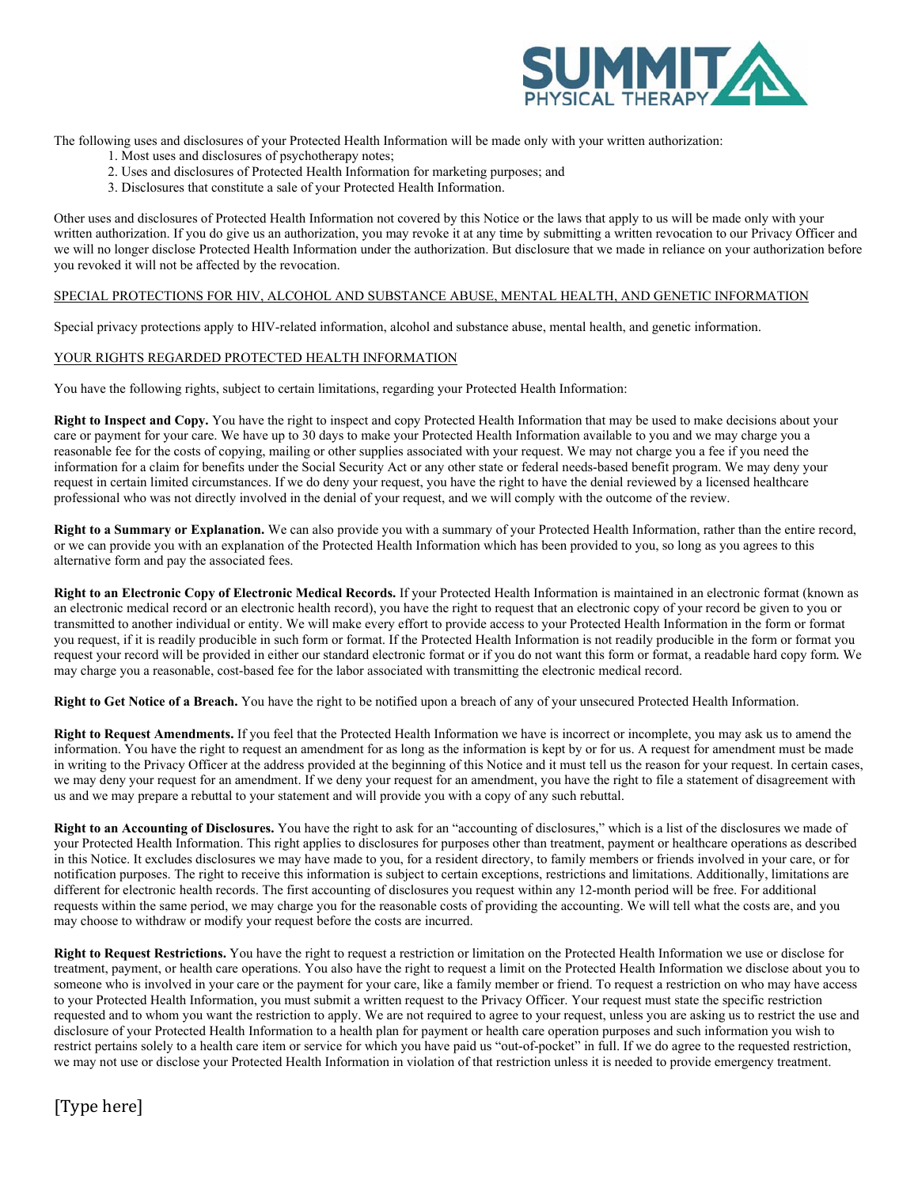The following uses and disclosures of your Protected Health Information will be made only with your written authorization:

1. Most uses and disclosures of psychotherapy notes;
2. Uses and disclosures of Protected Health Information for marketing purposes; and
3. Disclosures that constitute a sale of your Protected Health Information.

Other uses and disclosures of Protected Health Information not covered by this Notice or the laws that apply to us will be made only with your written authorization. If you do give us an authorization, you may revoke it at any time by submitting a written revocation to our Privacy Officer and we will no longer disclose Protected Health Information under the authorization. But disclosure that we made in reliance on your authorization before you revoked it will not be affected by the revocation.

SPECIAL PROTECTIONS FOR HIV, ALCOHOL AND SUBSTANCE ABUSE, MENTAL HEALTH, AND GENETIC INFORMATION

Special privacy protections apply to HIV-related information, alcohol and substance abuse, mental health, and genetic information.

YOUR RIGHTS REGARDED PROTECTED HEALTH INFORMATION

You have the following rights, subject to certain limitations, regarding your Protected Health Information:

**Right to Inspect and Copy.** You have the right to inspect and copy Protected Health Information that may be used to make decisions about your care or payment for your care. We have up to 30 days to make your Protected Health Information available to you and we may charge you a reasonable fee for the costs of copying, mailing or other supplies associated with your request. We may not charge you a fee if you need the information for a claim for benefits under the Social Security Act or any other state or federal needs-based benefit program. We may deny your request in certain limited circumstances. If we do deny your request, you have the right to have the denial reviewed by a licensed healthcare professional who was not directly involved in the denial of your request, and we will comply with the outcome of the review.

**Right to a Summary or Explanation.** We can also provide you with a summary of your Protected Health Information, rather than the entire record, or we can provide you with an explanation of the Protected Health Information which has been provided to you, so long as you agrees to this alternative form and pay the associated fees.

**Right to an Electronic Copy of Electronic Medical Records.** If your Protected Health Information is maintained in an electronic format (known as an electronic medical record or an electronic health record), you have the right to request that an electronic copy of your record be given to you or transmitted to another individual or entity. We will make every effort to provide access to your Protected Health Information in the form or format you request, if it is readily producible in such form or format. If the Protected Health Information is not readily producible in the form or format you request your record will be provided in either our standard electronic format or if you do not want this form or format, a readable hard copy form. We may charge you a reasonable, cost-based fee for the labor associated with transmitting the electronic medical record.

**Right to Get Notice of a Breach.** You have the right to be notified upon a breach of any of your unsecured Protected Health Information.

**Right to Request Amendments.** If you feel that the Protected Health Information we have is incorrect or incomplete, you may ask us to amend the information. You have the right to request an amendment for as long as the information is kept by or for us. A request for amendment must be made in writing to the Privacy Officer at the address provided at the beginning of this Notice and it must tell us the reason for your request. In certain cases, we may deny your request for an amendment. If we deny your request for an amendment, you have the right to file a statement of disagreement with us and we may prepare a rebuttal to your statement and will provide you with a copy of any such rebuttal.

**Right to an Accounting of Disclosures.** You have the right to ask for an "accounting of disclosures," which is a list of the disclosures we made of your Protected Health Information. This right applies to disclosures for purposes other than treatment, payment or healthcare operations as described in this Notice. It excludes disclosures we may have made to you, for a resident directory, to family members or friends involved in your care, or for notification purposes. The right to receive this information is subject to certain exceptions, restrictions and limitations. Additionally, limitations are different for electronic health records. The first accounting of disclosures you request within any 12-month period will be free. For additional requests within the same period, we may charge you for the reasonable costs of providing the accounting. We will tell what the costs are, and you may choose to withdraw or modify your request before the costs are incurred.

**Right to Request Restrictions.** You have the right to request a restriction or limitation on the Protected Health Information we use or disclose for treatment, payment, or health care operations. You also have the right to request a limit on the Protected Health Information we disclose about you to someone who is involved in your care or the payment for your care, like a family member or friend. To request a restriction on who may have access to your Protected Health Information, you must submit a written request to the Privacy Officer. Your request must state the specific restriction requested and to whom you want the restriction to apply. We are not required to agree to your request, unless you are asking us to restrict the use and disclosure of your Protected Health Information to a health plan for payment or health care operation purposes and such information you wish to restrict pertains solely to a health care item or service for which you have paid us "out-of-pocket" in full. If we do agree to the requested restriction, we may not use or disclose your Protected Health Information in violation of that restriction unless it is needed to provide emergency treatment.

[Type here]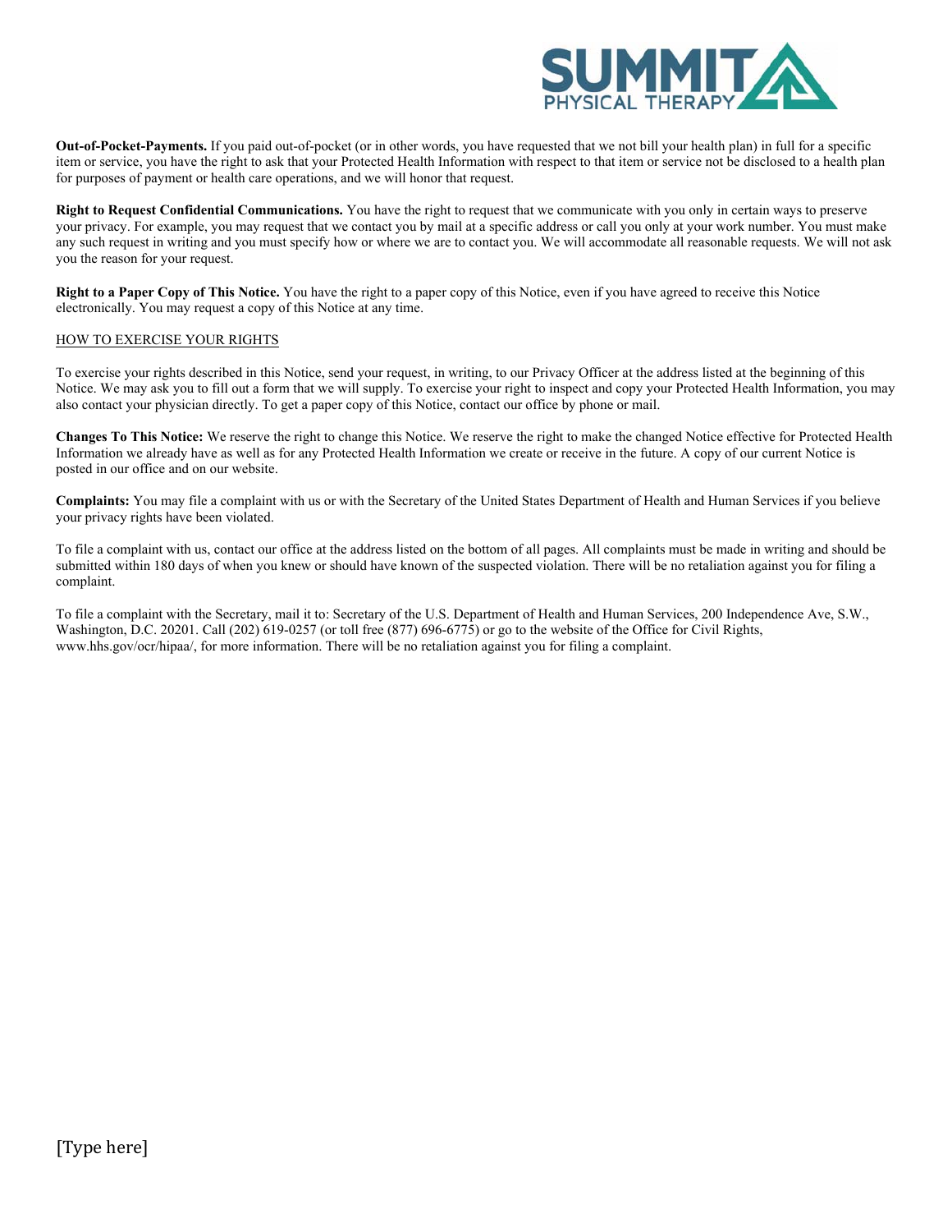**Out-of-Pocket-Payments.** If you paid out-of-pocket (or in other words, you have requested that we not bill your health plan) in full for a specific item or service, you have the right to ask that your Protected Health Information with respect to that item or service not be disclosed to a health plan for purposes of payment or health care operations, and we will honor that request.

**Right to Request Confidential Communications.** You have the right to request that we communicate with you only in certain ways to preserve your privacy. For example, you may request that we contact you by mail at a specific address or call you only at your work number. You must make any such request in writing and you must specify how or where we are to contact you. We will accommodate all reasonable requests. We will not ask you the reason for your request.

**Right to a Paper Copy of This Notice.** You have the right to a paper copy of this Notice, even if you have agreed to receive this Notice electronically. You may request a copy of this Notice at any time.

HOW TO EXERCISE YOUR RIGHTS

To exercise your rights described in this Notice, send your request, in writing, to our Privacy Officer at the address listed at the beginning of this Notice. We may ask you to fill out a form that we will supply. To exercise your right to inspect and copy your Protected Health Information, you may also contact your physician directly. To get a paper copy of this Notice, contact our office by phone or mail.

**Changes To This Notice:** We reserve the right to change this Notice. We reserve the right to make the changed Notice effective for Protected Health Information we already have as well as for any Protected Health Information we create or receive in the future. A copy of our current Notice is posted in our office and on our website.

**Complaints:** You may file a complaint with us or with the Secretary of the United States Department of Health and Human Services if you believe your privacy rights have been violated.

To file a complaint with us, contact our office at the address listed on the bottom of all pages. All complaints must be made in writing and should be submitted within 180 days of when you knew or should have known of the suspected violation. There will be no retaliation against you for filing a complaint.

To file a complaint with the Secretary, mail it to: Secretary of the U.S. Department of Health and Human Services, 200 Independence Ave, S.W., Washington, D.C. 20201. Call (202) 619-0257 (or toll free (877) 696-6775) or go to the website of the Office for Civil Rights, www.hhs.gov/ocr/hipaa/, for more information. There will be no retaliation against you for filing a complaint.